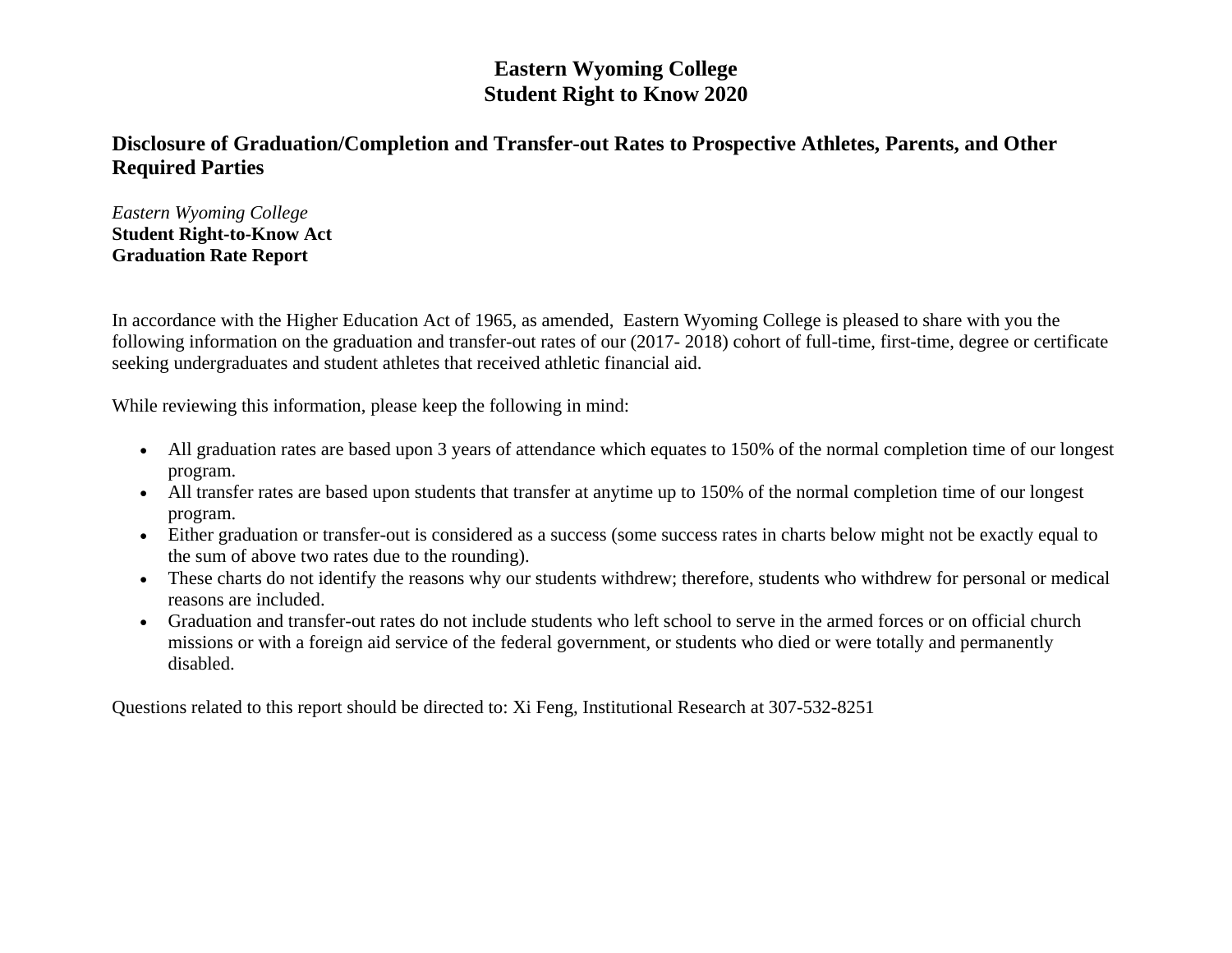# Eastern Wyoming College
# Student Right to Know 2020

## Disclosure of Graduation/Completion and Transfer-out Rates to Prospective Athletes, Parents, and Other Required Parties

*Eastern Wyoming College*
**Student Right-to-Know Act**
**Graduation Rate Report**

In accordance with the Higher Education Act of 1965, as amended, Eastern Wyoming College is pleased to share with you the following information on the graduation and transfer-out rates of our (2017- 2018) cohort of full-time, first-time, degree or certificate seeking undergraduates and student athletes that received athletic financial aid.

While reviewing this information, please keep the following in mind:

- All graduation rates are based upon 3 years of attendance which equates to 150% of the normal completion time of our longest program.
- All transfer rates are based upon students that transfer at anytime up to 150% of the normal completion time of our longest program.
- Either graduation or transfer-out is considered as a success (some success rates in charts below might not be exactly equal to the sum of above two rates due to the rounding).
- These charts do not identify the reasons why our students withdrew; therefore, students who withdrew for personal or medical reasons are included.
- Graduation and transfer-out rates do not include students who left school to serve in the armed forces or on official church missions or with a foreign aid service of the federal government, or students who died or were totally and permanently disabled.

Questions related to this report should be directed to: Xi Feng, Institutional Research at 307-532-8251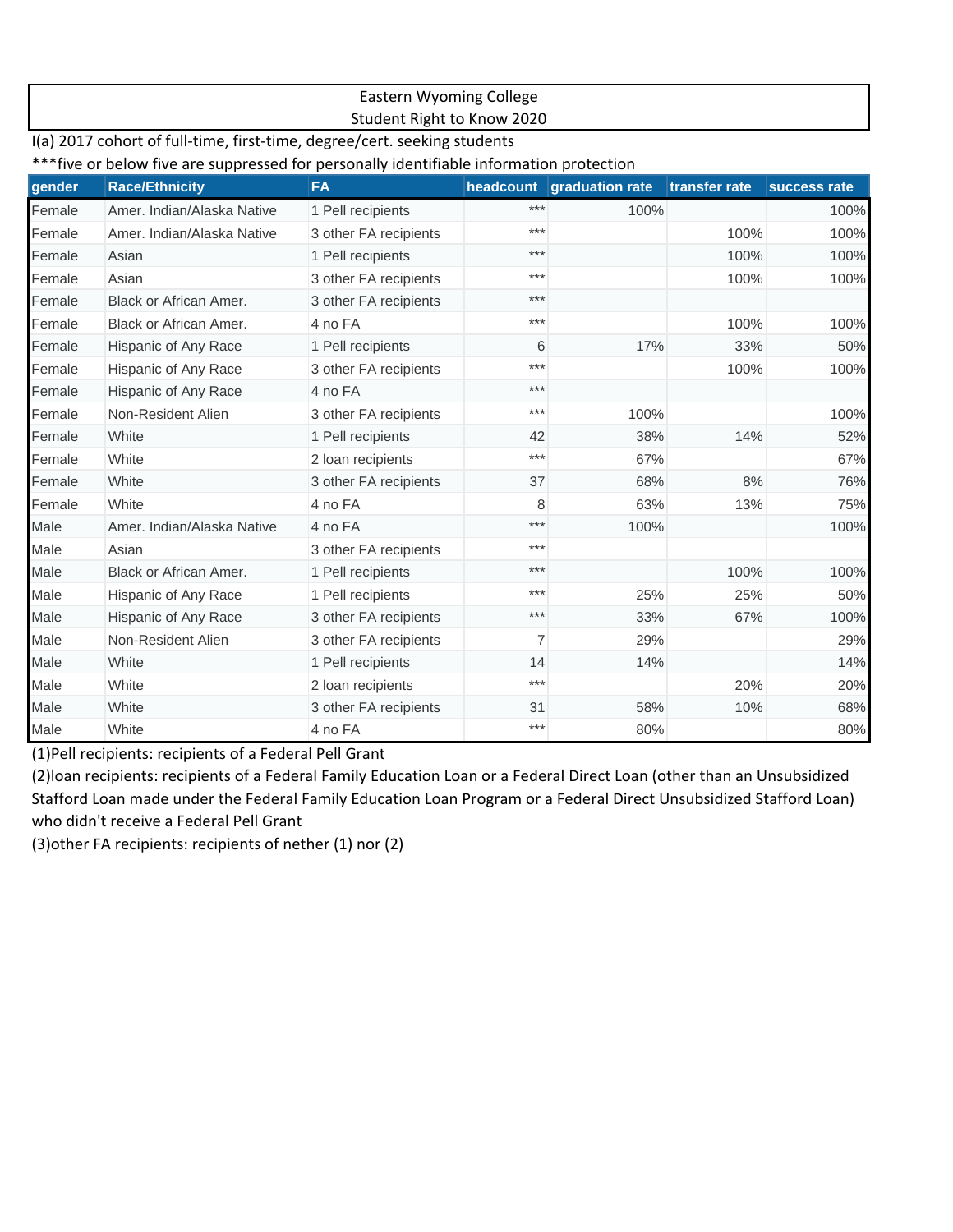Eastern Wyoming College
Student Right to Know 2020

I(a) 2017 cohort of full-time, first-time, degree/cert. seeking students

***five or below five are suppressed for personally identifiable information protection

| gender | Race/Ethnicity | FA | headcount | graduation rate | transfer rate | success rate |
|---|---|---|---|---|---|---|
| Female | Amer. Indian/Alaska Native | 1 Pell recipients | *** | 100% | | 100% |
| Female | Amer. Indian/Alaska Native | 3 other FA recipients | *** | | 100% | 100% |
| Female | Asian | 1 Pell recipients | *** | | 100% | 100% |
| Female | Asian | 3 other FA recipients | *** | | 100% | 100% |
| Female | Black or African Amer. | 3 other FA recipients | *** | | | |
| Female | Black or African Amer. | 4 no FA | *** | | 100% | 100% |
| Female | Hispanic of Any Race | 1 Pell recipients | 6 | 17% | 33% | 50% |
| Female | Hispanic of Any Race | 3 other FA recipients | *** | | 100% | 100% |
| Female | Hispanic of Any Race | 4 no FA | *** | | | |
| Female | Non-Resident Alien | 3 other FA recipients | *** | 100% | | 100% |
| Female | White | 1 Pell recipients | 42 | 38% | 14% | 52% |
| Female | White | 2 loan recipients | *** | 67% | | 67% |
| Female | White | 3 other FA recipients | 37 | 68% | 8% | 76% |
| Female | White | 4 no FA | 8 | 63% | 13% | 75% |
| Male | Amer. Indian/Alaska Native | 4 no FA | *** | 100% | | 100% |
| Male | Asian | 3 other FA recipients | *** | | | |
| Male | Black or African Amer. | 1 Pell recipients | *** | | 100% | 100% |
| Male | Hispanic of Any Race | 1 Pell recipients | *** | 25% | 25% | 50% |
| Male | Hispanic of Any Race | 3 other FA recipients | *** | 33% | 67% | 100% |
| Male | Non-Resident Alien | 3 other FA recipients | 7 | 29% | | 29% |
| Male | White | 1 Pell recipients | 14 | 14% | | 14% |
| Male | White | 2 loan recipients | *** | | 20% | 20% |
| Male | White | 3 other FA recipients | 31 | 58% | 10% | 68% |
| Male | White | 4 no FA | *** | 80% | | 80% |

(1)Pell recipients: recipients of a Federal Pell Grant

(2)loan recipients: recipients of a Federal Family Education Loan or a Federal Direct Loan (other than an Unsubsidized Stafford Loan made under the Federal Family Education Loan Program or a Federal Direct Unsubsidized Stafford Loan) who didn't receive a Federal Pell Grant

(3)other FA recipients: recipients of nether (1) nor (2)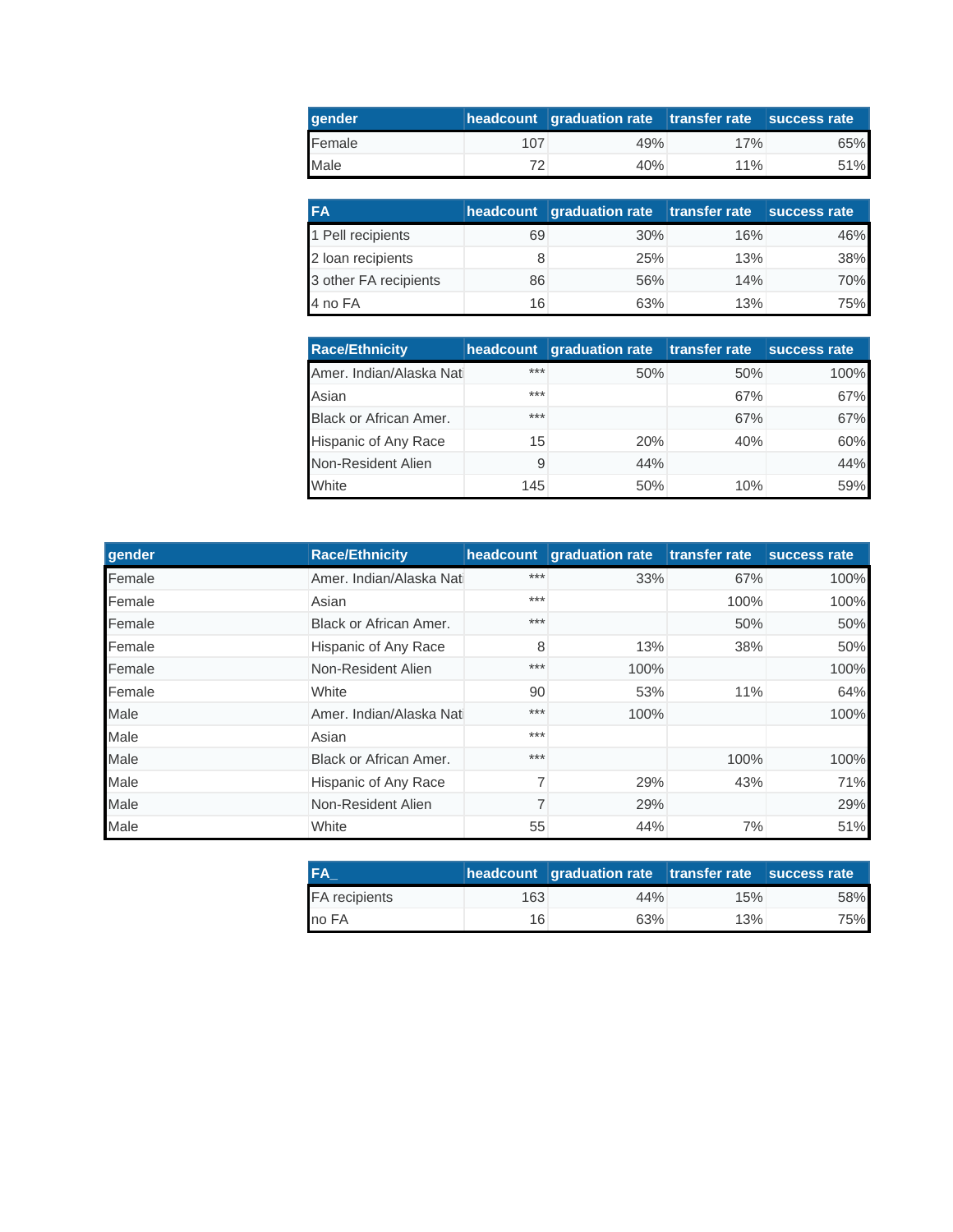| gender | headcount | graduation rate | transfer rate | success rate |
| --- | --- | --- | --- | --- |
| Female | 107 | 49% | 17% | 65% |
| Male | 72 | 40% | 11% | 51% |

| FA | headcount | graduation rate | transfer rate | success rate |
| --- | --- | --- | --- | --- |
| 1 Pell recipients | 69 | 30% | 16% | 46% |
| 2 loan recipients | 8 | 25% | 13% | 38% |
| 3 other FA recipients | 86 | 56% | 14% | 70% |
| 4 no FA | 16 | 63% | 13% | 75% |

| Race/Ethnicity | headcount | graduation rate | transfer rate | success rate |
| --- | --- | --- | --- | --- |
| Amer. Indian/Alaska Nati | *** | 50% | 50% | 100% |
| Asian | *** | | 67% | 67% |
| Black or African Amer. | *** | | 67% | 67% |
| Hispanic of Any Race | 15 | 20% | 40% | 60% |
| Non-Resident Alien | 9 | 44% | | 44% |
| White | 145 | 50% | 10% | 59% |

| gender | Race/Ethnicity | headcount | graduation rate | transfer rate | success rate |
| --- | --- | --- | --- | --- | --- |
| Female | Amer. Indian/Alaska Nati | *** | 33% | 67% | 100% |
| Female | Asian | *** | | 100% | 100% |
| Female | Black or African Amer. | *** | | 50% | 50% |
| Female | Hispanic of Any Race | 8 | 13% | 38% | 50% |
| Female | Non-Resident Alien | *** | 100% | | 100% |
| Female | White | 90 | 53% | 11% | 64% |
| Male | Amer. Indian/Alaska Nati | *** | 100% | | 100% |
| Male | Asian | *** | | | |
| Male | Black or African Amer. | *** | | 100% | 100% |
| Male | Hispanic of Any Race | 7 | 29% | 43% | 71% |
| Male | Non-Resident Alien | 7 | 29% | | 29% |
| Male | White | 55 | 44% | 7% | 51% |

| FA_ | headcount | graduation rate | transfer rate | success rate |
| --- | --- | --- | --- | --- |
| FA recipients | 163 | 44% | 15% | 58% |
| no FA | 16 | 63% | 13% | 75% |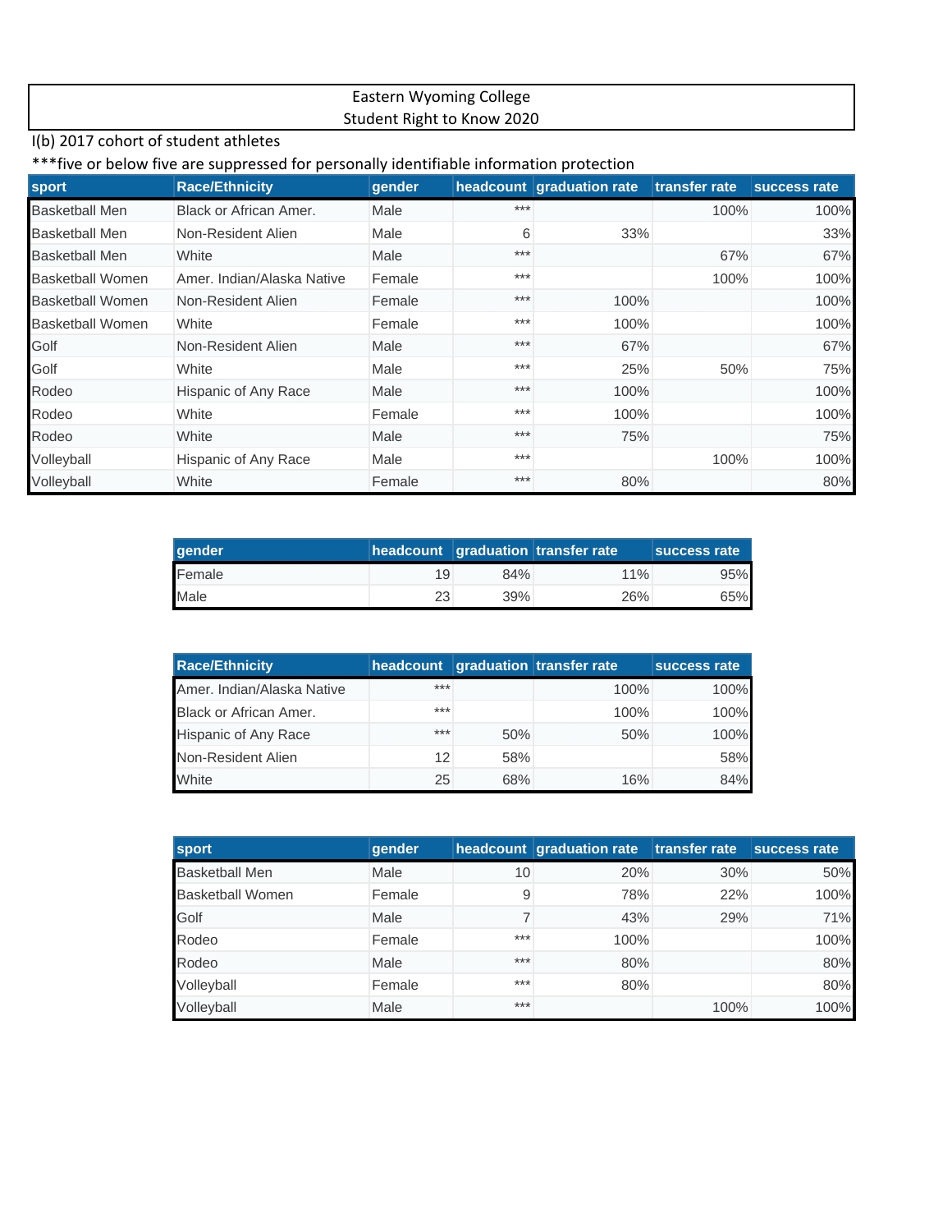Eastern Wyoming College
Student Right to Know 2020

I(b) 2017 cohort of student athletes

***five or below five are suppressed for personally identifiable information protection

| sport | Race/Ethnicity | gender | headcount | graduation rate | transfer rate | success rate |
|---|---|---|---|---|---|---|
| Basketball Men | Black or African Amer. | Male | *** | | 100% | 100% |
| Basketball Men | Non-Resident Alien | Male | 6 | 33% | | 33% |
| Basketball Men | White | Male | *** | | 67% | 67% |
| Basketball Women | Amer. Indian/Alaska Native | Female | *** | | 100% | 100% |
| Basketball Women | Non-Resident Alien | Female | *** | 100% | | 100% |
| Basketball Women | White | Female | *** | 100% | | 100% |
| Golf | Non-Resident Alien | Male | *** | 67% | | 67% |
| Golf | White | Male | *** | 25% | 50% | 75% |
| Rodeo | Hispanic of Any Race | Male | *** | 100% | | 100% |
| Rodeo | White | Female | *** | 100% | | 100% |
| Rodeo | White | Male | *** | 75% | | 75% |
| Volleyball | Hispanic of Any Race | Male | *** | | 100% | 100% |
| Volleyball | White | Female | *** | 80% | | 80% |

| gender | headcount | graduation | transfer rate | success rate |
|---|---|---|---|---|
| Female | 19 | 84% | 11% | 95% |
| Male | 23 | 39% | 26% | 65% |

| Race/Ethnicity | headcount | graduation | transfer rate | success rate |
|---|---|---|---|---|
| Amer. Indian/Alaska Native | *** | | 100% | 100% |
| Black or African Amer. | *** | | 100% | 100% |
| Hispanic of Any Race | *** | 50% | 50% | 100% |
| Non-Resident Alien | 12 | 58% | | 58% |
| White | 25 | 68% | 16% | 84% |

| sport | gender | headcount | graduation rate | transfer rate | success rate |
|---|---|---|---|---|---|
| Basketball Men | Male | 10 | 20% | 30% | 50% |
| Basketball Women | Female | 9 | 78% | 22% | 100% |
| Golf | Male | 7 | 43% | 29% | 71% |
| Rodeo | Female | *** | 100% | | 100% |
| Rodeo | Male | *** | 80% | | 80% |
| Volleyball | Female | *** | 80% | | 80% |
| Volleyball | Male | *** | | 100% | 100% |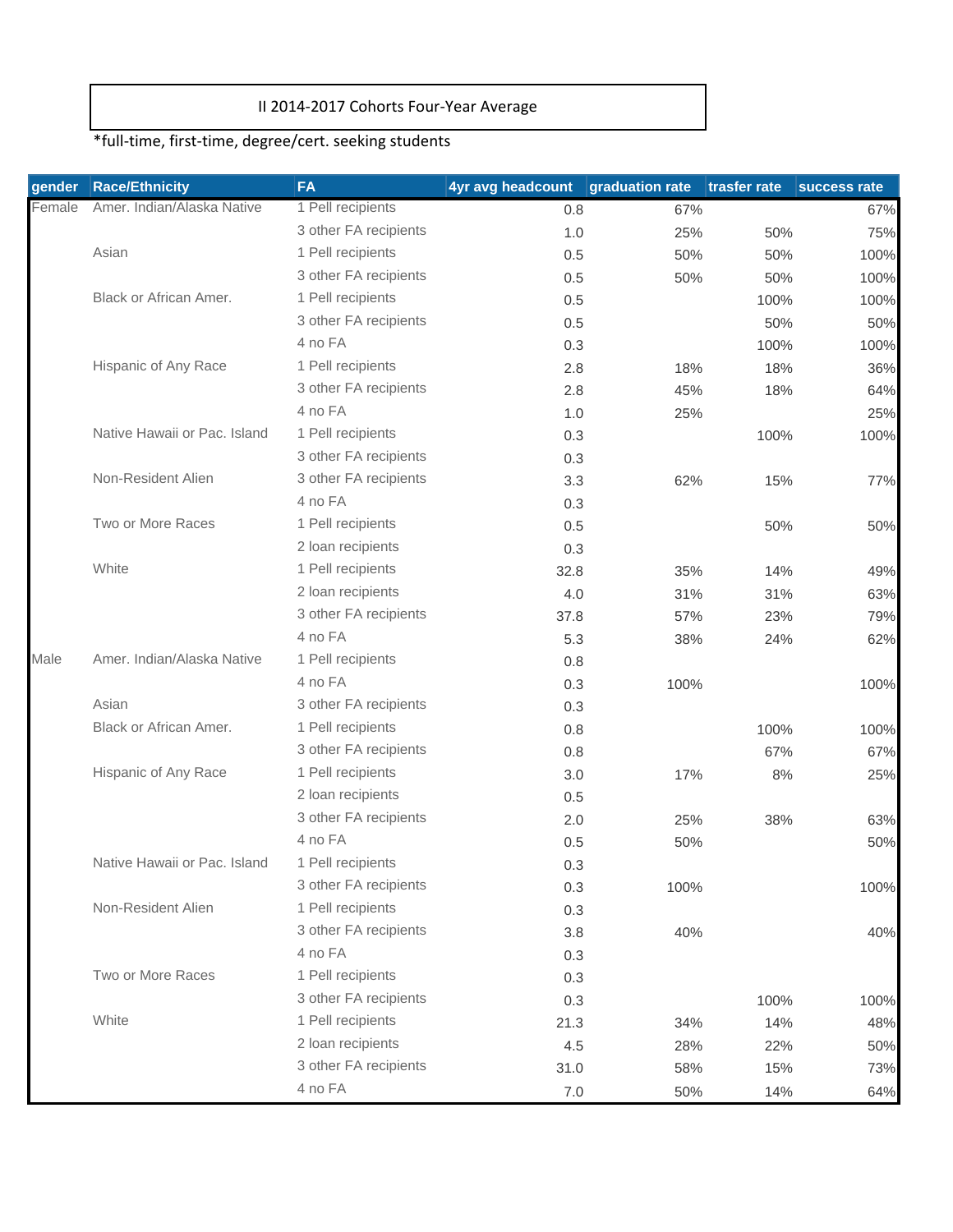II 2014-2017 Cohorts Four-Year Average

*full-time, first-time, degree/cert. seeking students

| gender | Race/Ethnicity | FA | 4yr avg headcount | graduation rate | trasfer rate | success rate |
|---|---|---|---|---|---|---|
| Female | Amer. Indian/Alaska Native | 1 Pell recipients | 0.8 | 67% | | 67% |
| | | 3 other FA recipients | 1.0 | 25% | 50% | 75% |
| | Asian | 1 Pell recipients | 0.5 | 50% | 50% | 100% |
| | | 3 other FA recipients | 0.5 | 50% | 50% | 100% |
| | Black or African Amer. | 1 Pell recipients | 0.5 | | 100% | 100% |
| | | 3 other FA recipients | 0.5 | | 50% | 50% |
| | | 4 no FA | 0.3 | | 100% | 100% |
| | Hispanic of Any Race | 1 Pell recipients | 2.8 | 18% | 18% | 36% |
| | | 3 other FA recipients | 2.8 | 45% | 18% | 64% |
| | | 4 no FA | 1.0 | 25% | | 25% |
| | Native Hawaii or Pac. Island | 1 Pell recipients | 0.3 | | 100% | 100% |
| | | 3 other FA recipients | 0.3 | | | |
| | Non-Resident Alien | 3 other FA recipients | 3.3 | 62% | 15% | 77% |
| | | 4 no FA | 0.3 | | | |
| | Two or More Races | 1 Pell recipients | 0.5 | | 50% | 50% |
| | | 2 loan recipients | 0.3 | | | |
| | White | 1 Pell recipients | 32.8 | 35% | 14% | 49% |
| | | 2 loan recipients | 4.0 | 31% | 31% | 63% |
| | | 3 other FA recipients | 37.8 | 57% | 23% | 79% |
| | | 4 no FA | 5.3 | 38% | 24% | 62% |
| Male | Amer. Indian/Alaska Native | 1 Pell recipients | 0.8 | | | |
| | | 4 no FA | 0.3 | 100% | | 100% |
| | Asian | 3 other FA recipients | 0.3 | | | |
| | Black or African Amer. | 1 Pell recipients | 0.8 | | 100% | 100% |
| | | 3 other FA recipients | 0.8 | | 67% | 67% |
| | Hispanic of Any Race | 1 Pell recipients | 3.0 | 17% | 8% | 25% |
| | | 2 loan recipients | 0.5 | | | |
| | | 3 other FA recipients | 2.0 | 25% | 38% | 63% |
| | | 4 no FA | 0.5 | 50% | | 50% |
| | Native Hawaii or Pac. Island | 1 Pell recipients | 0.3 | | | |
| | | 3 other FA recipients | 0.3 | 100% | | 100% |
| | Non-Resident Alien | 1 Pell recipients | 0.3 | | | |
| | | 3 other FA recipients | 3.8 | 40% | | 40% |
| | | 4 no FA | 0.3 | | | |
| | Two or More Races | 1 Pell recipients | 0.3 | | | |
| | | 3 other FA recipients | 0.3 | | 100% | 100% |
| | White | 1 Pell recipients | 21.3 | 34% | 14% | 48% |
| | | 2 loan recipients | 4.5 | 28% | 22% | 50% |
| | | 3 other FA recipients | 31.0 | 58% | 15% | 73% |
| | | 4 no FA | 7.0 | 50% | 14% | 64% |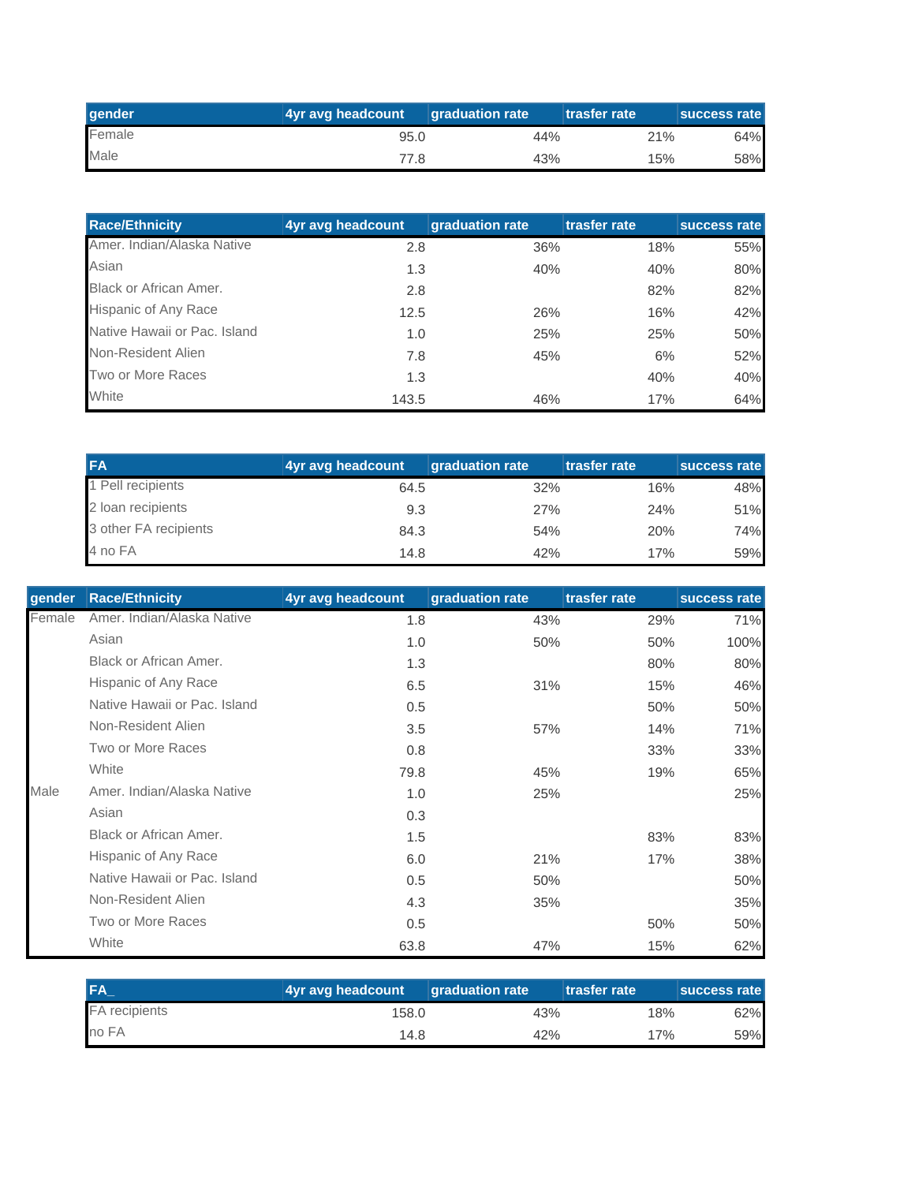| gender | 4yr avg headcount | graduation rate | trasfer rate | success rate |
|---|---|---|---|---|
| Female | 95.0 | 44% | 21% | 64% |
| Male | 77.8 | 43% | 15% | 58% |

| Race/Ethnicity | 4yr avg headcount | graduation rate | trasfer rate | success rate |
|---|---|---|---|---|
| Amer. Indian/Alaska Native | 2.8 | 36% | 18% | 55% |
| Asian | 1.3 | 40% | 40% | 80% |
| Black or African Amer. | 2.8 | | 82% | 82% |
| Hispanic of Any Race | 12.5 | 26% | 16% | 42% |
| Native Hawaii or Pac. Island | 1.0 | 25% | 25% | 50% |
| Non-Resident Alien | 7.8 | 45% | 6% | 52% |
| Two or More Races | 1.3 | | 40% | 40% |
| White | 143.5 | 46% | 17% | 64% |

| FA | 4yr avg headcount | graduation rate | trasfer rate | success rate |
|---|---|---|---|---|
| 1 Pell recipients | 64.5 | 32% | 16% | 48% |
| 2 loan recipients | 9.3 | 27% | 24% | 51% |
| 3 other FA recipients | 84.3 | 54% | 20% | 74% |
| 4 no FA | 14.8 | 42% | 17% | 59% |

| gender | Race/Ethnicity | 4yr avg headcount | graduation rate | trasfer rate | success rate |
|---|---|---|---|---|---|
| Female | Amer. Indian/Alaska Native | 1.8 | 43% | 29% | 71% |
| | Asian | 1.0 | 50% | 50% | 100% |
| | Black or African Amer. | 1.3 | | 80% | 80% |
| | Hispanic of Any Race | 6.5 | 31% | 15% | 46% |
| | Native Hawaii or Pac. Island | 0.5 | | 50% | 50% |
| | Non-Resident Alien | 3.5 | 57% | 14% | 71% |
| | Two or More Races | 0.8 | | 33% | 33% |
| | White | 79.8 | 45% | 19% | 65% |
| Male | Amer. Indian/Alaska Native | 1.0 | 25% | | 25% |
| | Asian | 0.3 | | | |
| | Black or African Amer. | 1.5 | | 83% | 83% |
| | Hispanic of Any Race | 6.0 | 21% | 17% | 38% |
| | Native Hawaii or Pac. Island | 0.5 | 50% | | 50% |
| | Non-Resident Alien | 4.3 | 35% | | 35% |
| | Two or More Races | 0.5 | | 50% | 50% |
| | White | 63.8 | 47% | 15% | 62% |

| FA_ | 4yr avg headcount | graduation rate | trasfer rate | success rate |
|---|---|---|---|---|
| FA recipients | 158.0 | 43% | 18% | 62% |
| no FA | 14.8 | 42% | 17% | 59% |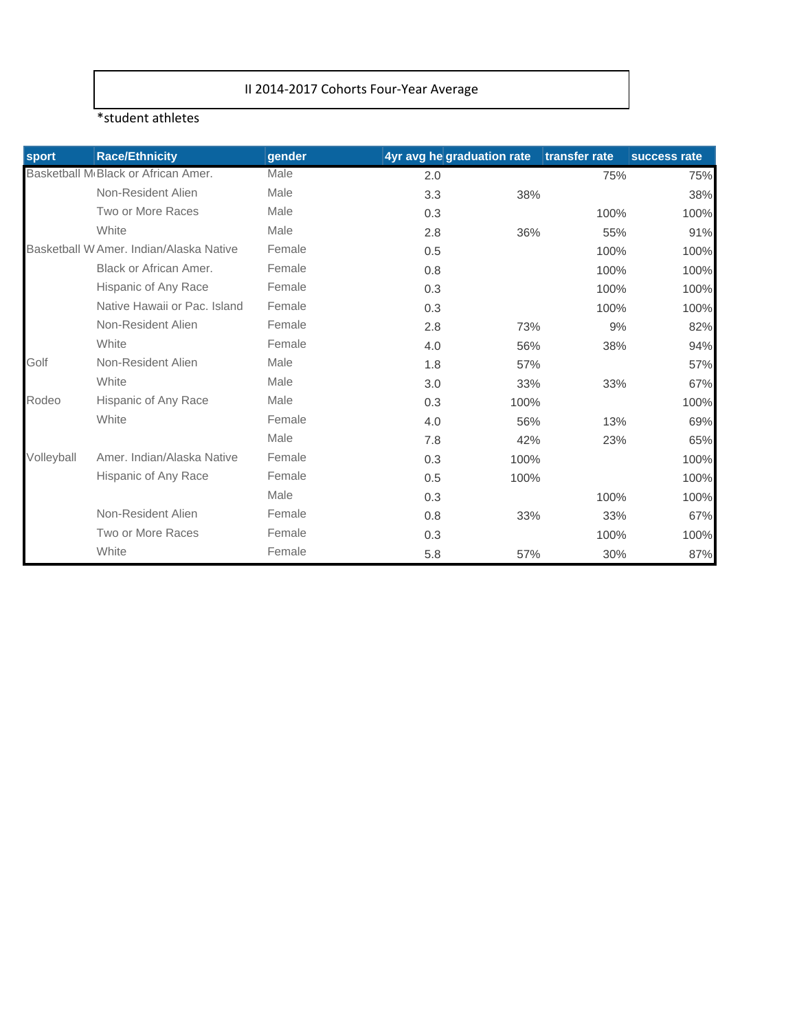II 2014-2017 Cohorts Four-Year Average

*student athletes

| sport | Race/Ethnicity | gender | 4yr avg he | graduation rate | transfer rate | success rate |
|---|---|---|---|---|---|---|
| Basketball M | Black or African Amer. | Male | 2.0 | | 75% | 75% |
| | Non-Resident Alien | Male | 3.3 | 38% | | 38% |
| | Two or More Races | Male | 0.3 | | 100% | 100% |
| | White | Male | 2.8 | 36% | 55% | 91% |
| Basketball W | Amer. Indian/Alaska Native | Female | 0.5 | | 100% | 100% |
| | Black or African Amer. | Female | 0.8 | | 100% | 100% |
| | Hispanic of Any Race | Female | 0.3 | | 100% | 100% |
| | Native Hawaii or Pac. Island | Female | 0.3 | | 100% | 100% |
| | Non-Resident Alien | Female | 2.8 | 73% | 9% | 82% |
| | White | Female | 4.0 | 56% | 38% | 94% |
| Golf | Non-Resident Alien | Male | 1.8 | 57% | | 57% |
| | White | Male | 3.0 | 33% | 33% | 67% |
| Rodeo | Hispanic of Any Race | Male | 0.3 | 100% | | 100% |
| | White | Female | 4.0 | 56% | 13% | 69% |
| | | Male | 7.8 | 42% | 23% | 65% |
| Volleyball | Amer. Indian/Alaska Native | Female | 0.3 | 100% | | 100% |
| | Hispanic of Any Race | Female | 0.5 | 100% | | 100% |
| | | Male | 0.3 | | 100% | 100% |
| | Non-Resident Alien | Female | 0.8 | 33% | 33% | 67% |
| | Two or More Races | Female | 0.3 | | 100% | 100% |
| | White | Female | 5.8 | 57% | 30% | 87% |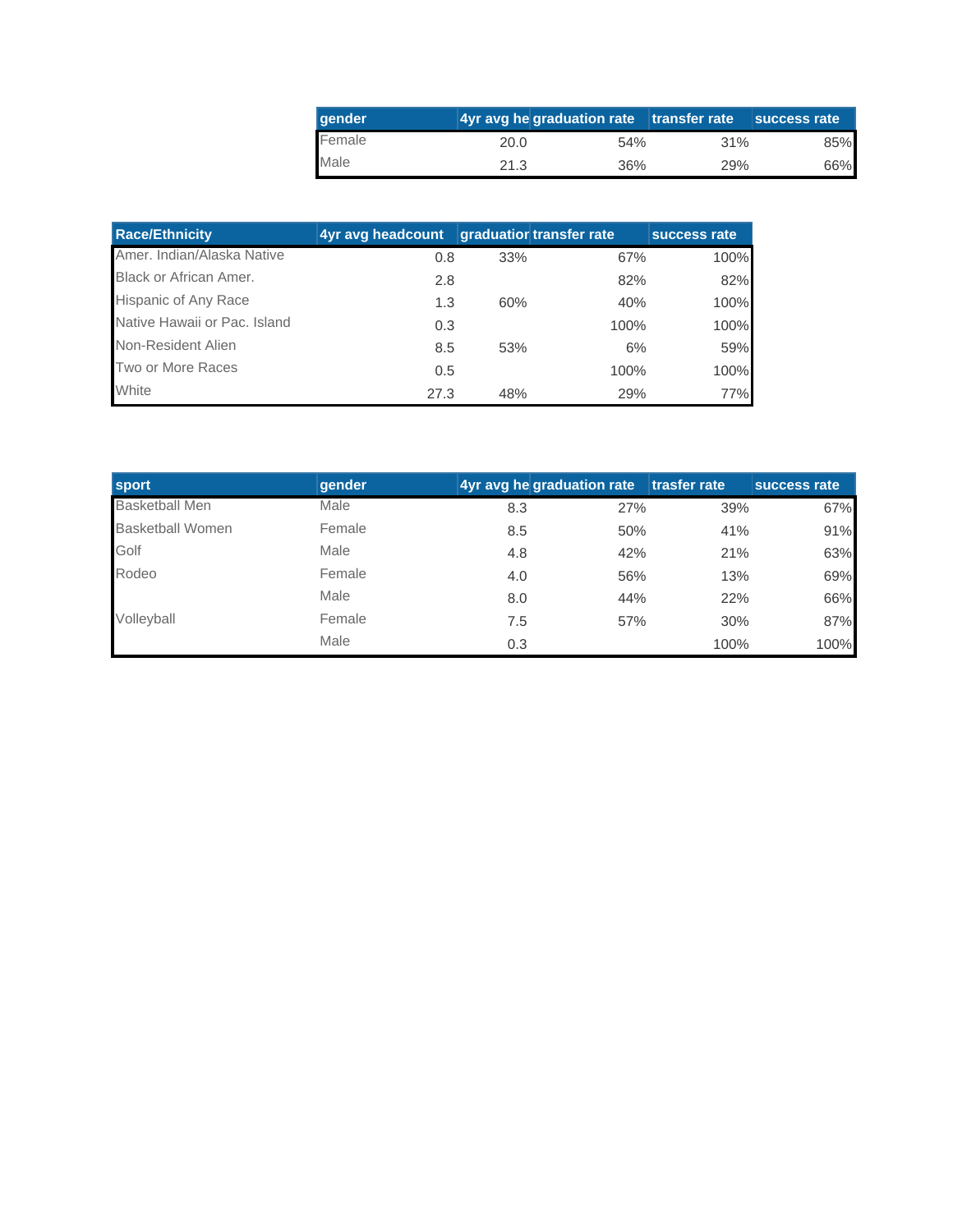| gender | 4yr avg he | graduation rate | transfer rate | success rate |
|---|---|---|---|---|
| Female | 20.0 | 54% | 31% | 85% |
| Male | 21.3 | 36% | 29% | 66% |

| Race/Ethnicity | 4yr avg headcount | graduatior | transfer rate | success rate |
|---|---|---|---|---|
| Amer. Indian/Alaska Native | 0.8 | 33% | 67% | 100% |
| Black or African Amer. | 2.8 | | 82% | 82% |
| Hispanic of Any Race | 1.3 | 60% | 40% | 100% |
| Native Hawaii or Pac. Island | 0.3 | | 100% | 100% |
| Non-Resident Alien | 8.5 | 53% | 6% | 59% |
| Two or More Races | 0.5 | | 100% | 100% |
| White | 27.3 | 48% | 29% | 77% |

| sport | gender | 4yr avg he | graduation rate | trasfer rate | success rate |
|---|---|---|---|---|---|
| Basketball Men | Male | 8.3 | 27% | 39% | 67% |
| Basketball Women | Female | 8.5 | 50% | 41% | 91% |
| Golf | Male | 4.8 | 42% | 21% | 63% |
| Rodeo | Female | 4.0 | 56% | 13% | 69% |
| | Male | 8.0 | 44% | 22% | 66% |
| Volleyball | Female | 7.5 | 57% | 30% | 87% |
| | Male | 0.3 | | 100% | 100% |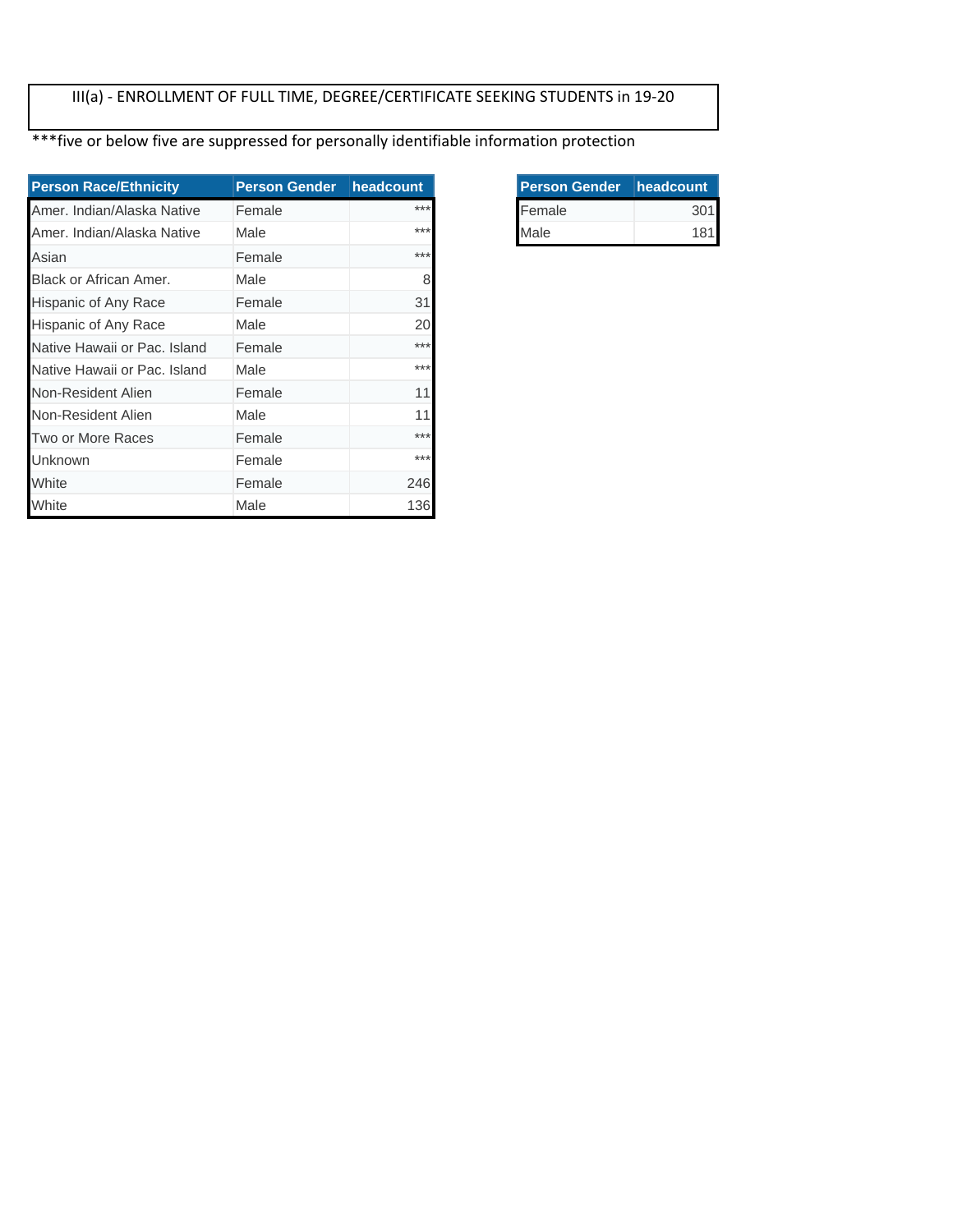III(a) - ENROLLMENT OF FULL TIME, DEGREE/CERTIFICATE SEEKING STUDENTS in 19-20

***five or below five are suppressed for personally identifiable information protection

| Person Race/Ethnicity | Person Gender | headcount |
|---|---|---|
| Amer. Indian/Alaska Native | Female | *** |
| Amer. Indian/Alaska Native | Male | *** |
| Asian | Female | *** |
| Black or African Amer. | Male | 8 |
| Hispanic of Any Race | Female | 31 |
| Hispanic of Any Race | Male | 20 |
| Native Hawaii or Pac. Island | Female | *** |
| Native Hawaii or Pac. Island | Male | *** |
| Non-Resident Alien | Female | 11 |
| Non-Resident Alien | Male | 11 |
| Two or More Races | Female | *** |
| Unknown | Female | *** |
| White | Female | 246 |
| White | Male | 136 |

| Person Gender | headcount |
|---|---|
| Female | 301 |
| Male | 181 |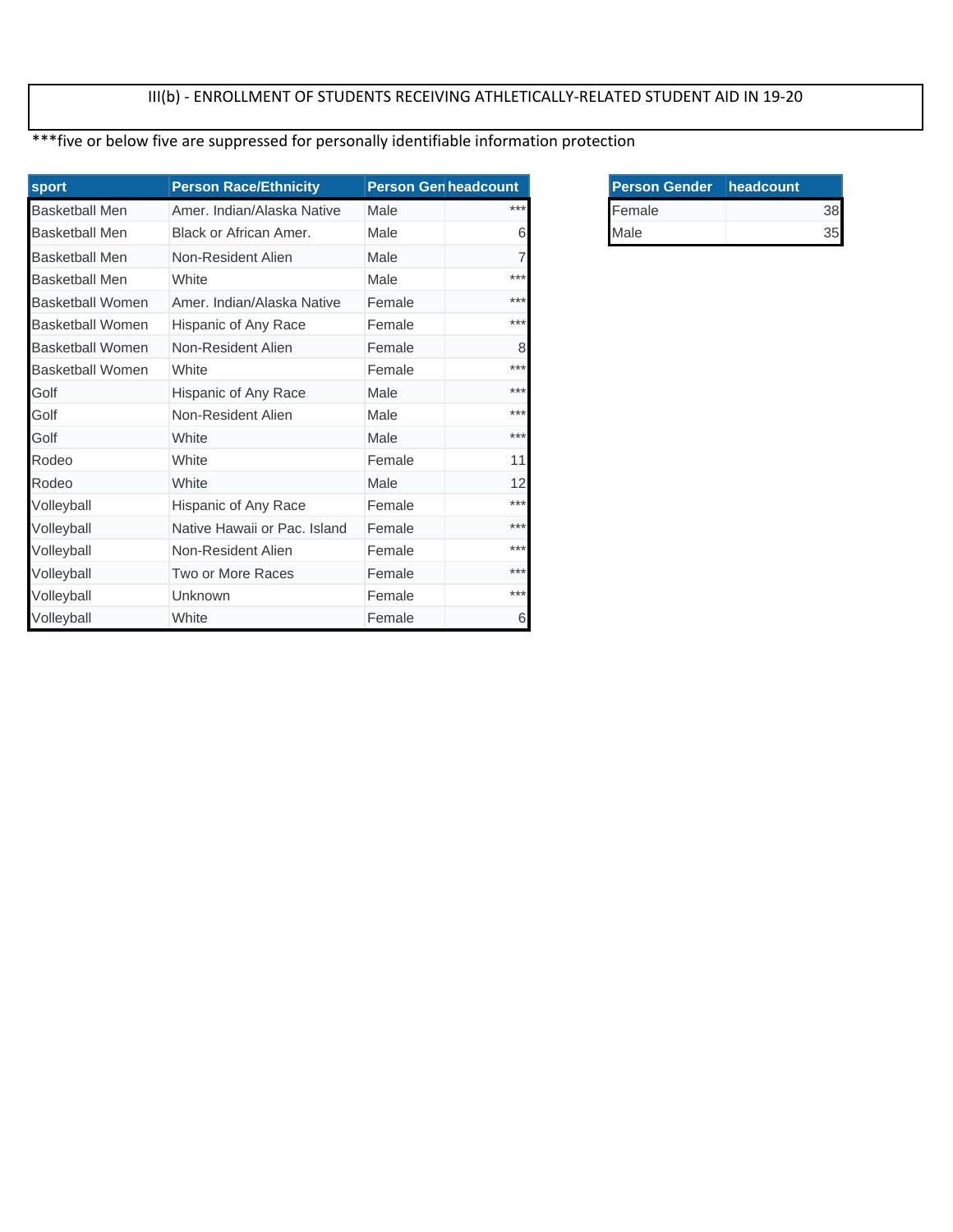# III(b) - ENROLLMENT OF STUDENTS RECEIVING ATHLETICALLY-RELATED STUDENT AID IN 19-20

***five or below five are suppressed for personally identifiable information protection

| sport | Person Race/Ethnicity | Person Gen | headcount |
|---|---|---|---|
| Basketball Men | Amer. Indian/Alaska Native | Male | *** |
| Basketball Men | Black or African Amer. | Male | 6 |
| Basketball Men | Non-Resident Alien | Male | 7 |
| Basketball Men | White | Male | *** |
| Basketball Women | Amer. Indian/Alaska Native | Female | *** |
| Basketball Women | Hispanic of Any Race | Female | *** |
| Basketball Women | Non-Resident Alien | Female | 8 |
| Basketball Women | White | Female | *** |
| Golf | Hispanic of Any Race | Male | *** |
| Golf | Non-Resident Alien | Male | *** |
| Golf | White | Male | *** |
| Rodeo | White | Female | 11 |
| Rodeo | White | Male | 12 |
| Volleyball | Hispanic of Any Race | Female | *** |
| Volleyball | Native Hawaii or Pac. Island | Female | *** |
| Volleyball | Non-Resident Alien | Female | *** |
| Volleyball | Two or More Races | Female | *** |
| Volleyball | Unknown | Female | *** |
| Volleyball | White | Female | 6 |

| Person Gender | headcount |
|---|---|
| Female | 38 |
| Male | 35 |